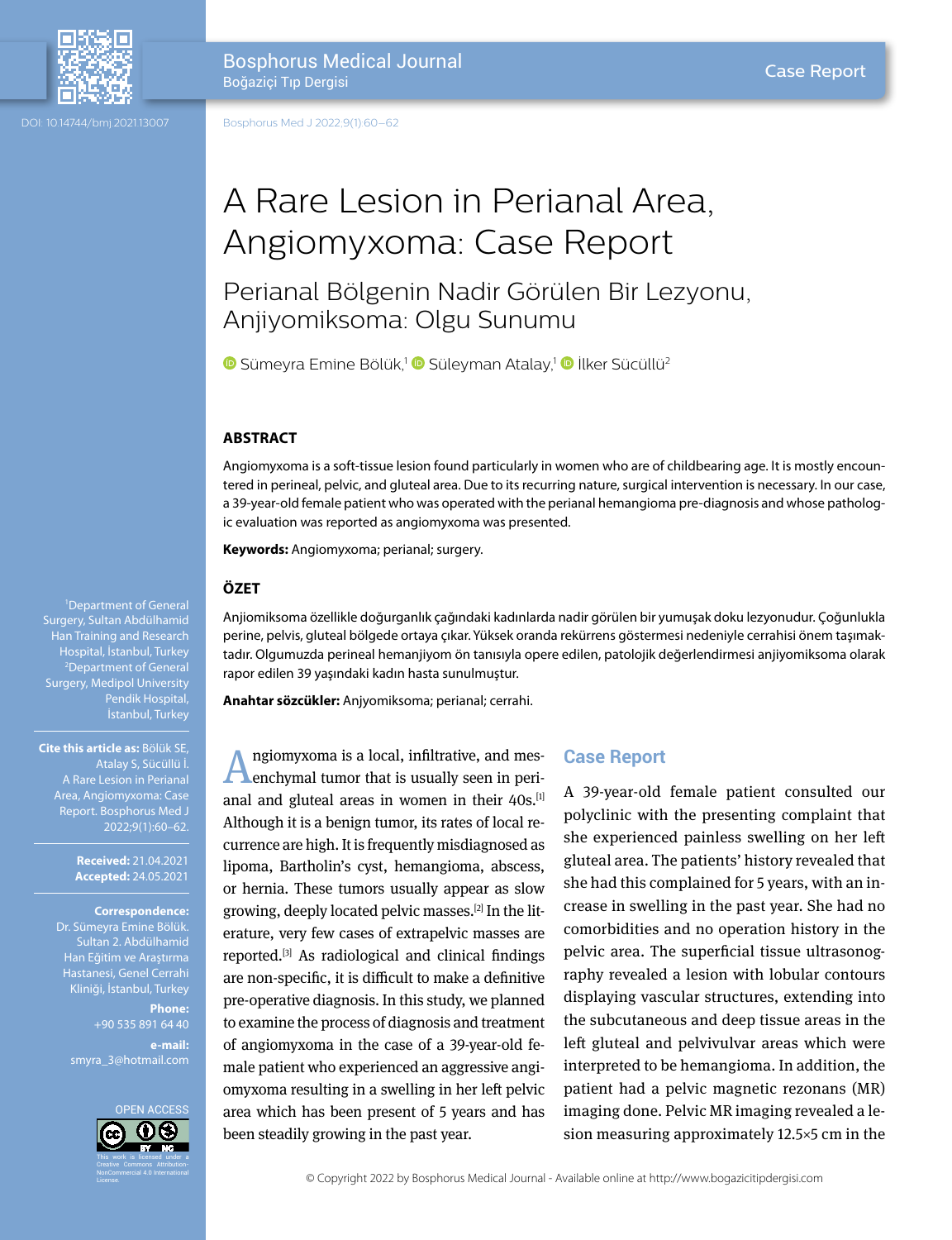# A Rare Lesion in Perianal Area, Angiomyxoma: Case Report

## Perianal Bölgenin Nadir Görülen Bir Lezyonu, Anjiyomiksoma: Olgu Sunumu

Sümeyra Emine Bölük,[1] Süleyman Atalay,[1] İlker Sücüllü[2]

### ABSTRACT

Angiomyxoma is a soft-tissue lesion found particularly in women who are of childbearing age. It is mostly encountered in perineal, pelvic, and gluteal area. Due to its recurring nature, surgical intervention is necessary. In our case, a 39-year-old female patient who was operated with the perianal hemangioma pre-diagnosis and whose pathologic evaluation was reported as angiomyxoma was presented.

**Keywords:** Angiomyxoma; perianal; surgery.

### ÖZET

Anjiomiksoma özellikle doğurganlık çağındaki kadınlarda nadir görülen bir yumuşak doku lezyonudur. Çoğunlukla perine, pelvis, gluteal bölgede ortaya çıkar. Yüksek oranda rekürrens göstermesi nedeniyle cerrahisi önem taşımaktadır. Olgumuzda perineal hemanjiyom ön tanısıyla opere edilen, patolojik değerlendirmesi anjiyomiksoma olarak rapor edilen 39 yaşındaki kadın hasta sunulmuştur.

**Anahtar sözcükler:** Anjiyomiksoma; perianal; cerrahi.

[1]Department of General Surgery, Sultan Abdülhamid Han Training and Research Hospital, İstanbul, Turkey
[2]Department of General Surgery, Medipol University Pendik Hospital, İstanbul, Turkey

**Cite this article as:** Bölük SE, Atalay S, Sücüllü İ. A Rare Lesion in Perianal Area, Angiomyxoma: Case Report. Bosphorus Med J 2022;9(1):60–62.

**Received:** 21.04.2021
**Accepted:** 24.05.2021

**Correspondence:** Dr. Sümeyra Emine Bölük. Sultan 2. Abdülhamid Han Eğitim ve Araştırma Hastanesi, Genel Cerrahi Kliniği, İstanbul, Turkey

**Phone:** +90 535 891 64 40

**e-mail:** smyra_3@hotmail.com

OPEN ACCESS

This work is licensed under a Creative Commons Attribution-NonCommercial 4.0 International License.

Angiomyxoma is a local, infiltrative, and mesenchymal tumor that is usually seen in perianal and gluteal areas in women in their 40s.[1] Although it is a benign tumor, its rates of local recurrence are high. It is frequently misdiagnosed as lipoma, Bartholin's cyst, hemangioma, abscess, or hernia. These tumors usually appear as slow growing, deeply located pelvic masses.[2] In the literature, very few cases of extrapelvic masses are reported.[3] As radiological and clinical findings are non-specific, it is difficult to make a definitive pre-operative diagnosis. In this study, we planned to examine the process of diagnosis and treatment of angiomyxoma in the case of a 39-year-old female patient who experienced an aggressive angiomyxoma resulting in a swelling in her left pelvic area which has been present of 5 years and has been steadily growing in the past year.

## Case Report

A 39-year-old female patient consulted our polyclinic with the presenting complaint that she experienced painless swelling on her left gluteal area. The patients' history revealed that she had this complained for 5 years, with an increase in swelling in the past year. She had no comorbidities and no operation history in the pelvic area. The superficial tissue ultrasonography revealed a lesion with lobular contours displaying vascular structures, extending into the subcutaneous and deep tissue areas in the left gluteal and pelvivulvar areas which were interpreted to be hemangioma. In addition, the patient had a pelvic magnetic rezonans (MR) imaging done. Pelvic MR imaging revealed a lesion measuring approximately 12.5×5 cm in the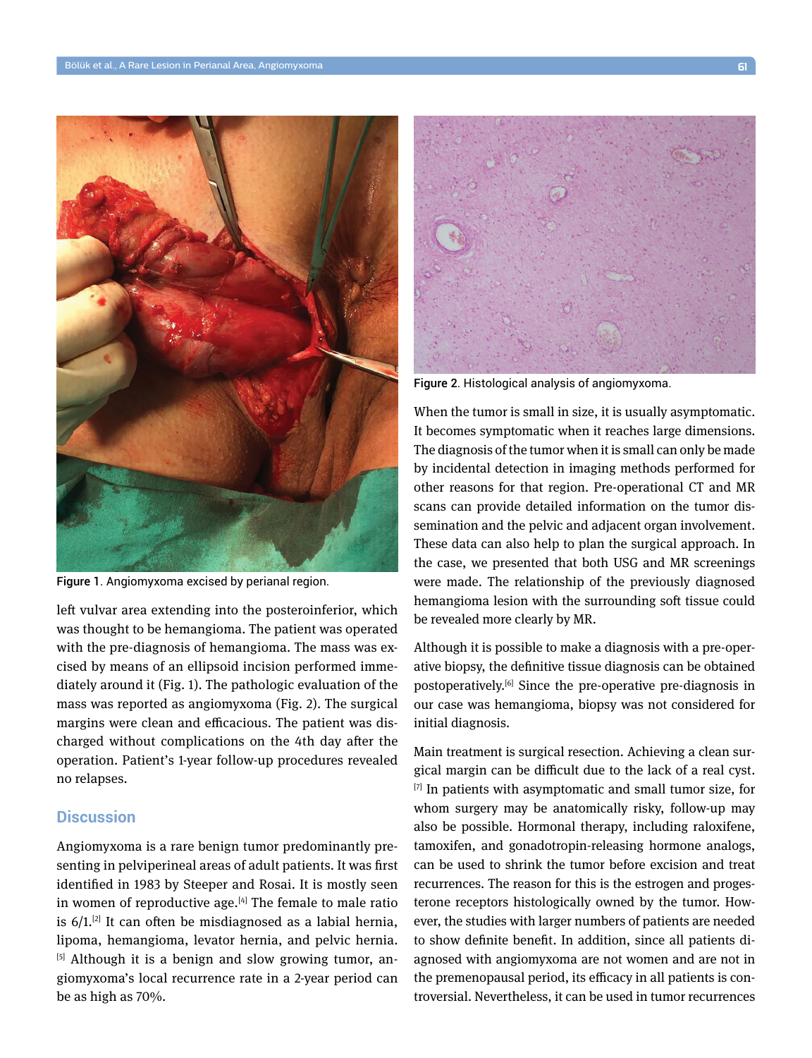Figure 1. Angiomyxoma excised by perianal region.

left vulvar area extending into the posteroinferior, which was thought to be hemangioma. The patient was operated with the pre-diagnosis of hemangioma. The mass was excised by means of an ellipsoid incision performed immediately around it (Fig. 1). The pathologic evaluation of the mass was reported as angiomyxoma (Fig. 2). The surgical margins were clean and efficacious. The patient was discharged without complications on the 4th day after the operation. Patient's 1-year follow-up procedures revealed no relapses.

## Discussion

Angiomyxoma is a rare benign tumor predominantly presenting in pelviperineal areas of adult patients. It was first identified in 1983 by Steeper and Rosai. It is mostly seen in women of reproductive age.[4] The female to male ratio is 6/1.[2] It can often be misdiagnosed as a labial hernia, lipoma, hemangioma, levator hernia, and pelvic hernia.[5] Although it is a benign and slow growing tumor, angiomyxoma's local recurrence rate in a 2-year period can be as high as 70%.

Figure 2. Histological analysis of angiomyxoma.

When the tumor is small in size, it is usually asymptomatic. It becomes symptomatic when it reaches large dimensions. The diagnosis of the tumor when it is small can only be made by incidental detection in imaging methods performed for other reasons for that region. Pre-operational CT and MR scans can provide detailed information on the tumor dissemination and the pelvic and adjacent organ involvement. These data can also help to plan the surgical approach. In the case, we presented that both USG and MR screenings were made. The relationship of the previously diagnosed hemangioma lesion with the surrounding soft tissue could be revealed more clearly by MR.

Although it is possible to make a diagnosis with a pre-operative biopsy, the definitive tissue diagnosis can be obtained postoperatively.[6] Since the pre-operative pre-diagnosis in our case was hemangioma, biopsy was not considered for initial diagnosis.

Main treatment is surgical resection. Achieving a clean surgical margin can be difficult due to the lack of a real cyst.[7] In patients with asymptomatic and small tumor size, for whom surgery may be anatomically risky, follow-up may also be possible. Hormonal therapy, including raloxifene, tamoxifen, and gonadotropin-releasing hormone analogs, can be used to shrink the tumor before excision and treat recurrences. The reason for this is the estrogen and progesterone receptors histologically owned by the tumor. However, the studies with larger numbers of patients are needed to show definite benefit. In addition, since all patients diagnosed with angiomyxoma are not women and are not in the premenopausal period, its efficacy in all patients is controversial. Nevertheless, it can be used in tumor recurrences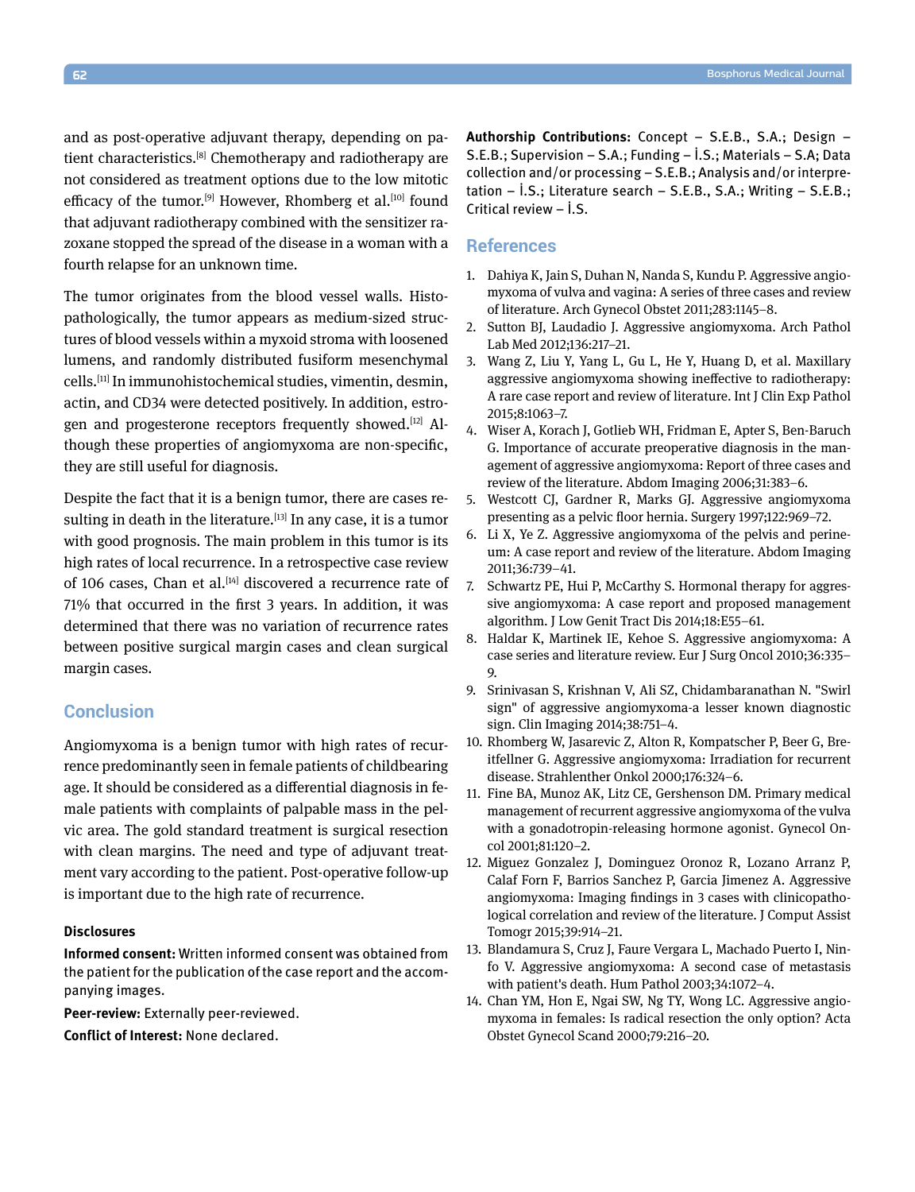and as post-operative adjuvant therapy, depending on patient characteristics.[8] Chemotherapy and radiotherapy are not considered as treatment options due to the low mitotic efficacy of the tumor.[9] However, Rhomberg et al.[10] found that adjuvant radiotherapy combined with the sensitizer razoxane stopped the spread of the disease in a woman with a fourth relapse for an unknown time.

The tumor originates from the blood vessel walls. Histopathologically, the tumor appears as medium-sized structures of blood vessels within a myxoid stroma with loosened lumens, and randomly distributed fusiform mesenchymal cells.[11] In immunohistochemical studies, vimentin, desmin, actin, and CD34 were detected positively. In addition, estrogen and progesterone receptors frequently showed.[12] Although these properties of angiomyxoma are non-specific, they are still useful for diagnosis.

Despite the fact that it is a benign tumor, there are cases resulting in death in the literature.[13] In any case, it is a tumor with good prognosis. The main problem in this tumor is its high rates of local recurrence. In a retrospective case review of 106 cases, Chan et al.[14] discovered a recurrence rate of 71% that occurred in the first 3 years. In addition, it was determined that there was no variation of recurrence rates between positive surgical margin cases and clean surgical margin cases.

## Conclusion

Angiomyxoma is a benign tumor with high rates of recurrence predominantly seen in female patients of childbearing age. It should be considered as a differential diagnosis in female patients with complaints of palpable mass in the pelvic area. The gold standard treatment is surgical resection with clean margins. The need and type of adjuvant treatment vary according to the patient. Post-operative follow-up is important due to the high rate of recurrence.

### Disclosures

**Informed consent:** Written informed consent was obtained from the patient for the publication of the case report and the accompanying images.

**Peer-review:** Externally peer-reviewed.

**Conflict of Interest:** None declared.

**Authorship Contributions:** Concept – S.E.B., S.A.; Design – S.E.B.; Supervision – S.A.; Funding – İ.S.; Materials – S.A; Data collection and/or processing – S.E.B.; Analysis and/or interpretation – İ.S.; Literature search – S.E.B., S.A.; Writing – S.E.B.; Critical review – İ.S.

## References

1. Dahiya K, Jain S, Duhan N, Nanda S, Kundu P. Aggressive angiomyxoma of vulva and vagina: A series of three cases and review of literature. Arch Gynecol Obstet 2011;283:1145–8.
2. Sutton BJ, Laudadio J. Aggressive angiomyxoma. Arch Pathol Lab Med 2012;136:217–21.
3. Wang Z, Liu Y, Yang L, Gu L, He Y, Huang D, et al. Maxillary aggressive angiomyxoma showing ineffective to radiotherapy: A rare case report and review of literature. Int J Clin Exp Pathol 2015;8:1063–7.
4. Wiser A, Korach J, Gotlieb WH, Fridman E, Apter S, Ben-Baruch G. Importance of accurate preoperative diagnosis in the management of aggressive angiomyxoma: Report of three cases and review of the literature. Abdom Imaging 2006;31:383–6.
5. Westcott CJ, Gardner R, Marks GJ. Aggressive angiomyxoma presenting as a pelvic floor hernia. Surgery 1997;122:969–72.
6. Li X, Ye Z. Aggressive angiomyxoma of the pelvis and perineum: A case report and review of the literature. Abdom Imaging 2011;36:739–41.
7. Schwartz PE, Hui P, McCarthy S. Hormonal therapy for aggressive angiomyxoma: A case report and proposed management algorithm. J Low Genit Tract Dis 2014;18:E55–61.
8. Haldar K, Martinek IE, Kehoe S. Aggressive angiomyxoma: A case series and literature review. Eur J Surg Oncol 2010;36:335–9.
9. Srinivasan S, Krishnan V, Ali SZ, Chidambaranathan N. "Swirl sign" of aggressive angiomyxoma-a lesser known diagnostic sign. Clin Imaging 2014;38:751–4.
10. Rhomberg W, Jasarevic Z, Alton R, Kompatscher P, Beer G, Breitfellner G. Aggressive angiomyxoma: Irradiation for recurrent disease. Strahlenther Onkol 2000;176:324–6.
11. Fine BA, Munoz AK, Litz CE, Gershenson DM. Primary medical management of recurrent aggressive angiomyxoma of the vulva with a gonadotropin-releasing hormone agonist. Gynecol Oncol 2001;81:120–2.
12. Miguez Gonzalez J, Dominguez Oronoz R, Lozano Arranz P, Calaf Forn F, Barrios Sanchez P, Garcia Jimenez A. Aggressive angiomyxoma: Imaging findings in 3 cases with clinicopathological correlation and review of the literature. J Comput Assist Tomogr 2015;39:914–21.
13. Blandamura S, Cruz J, Faure Vergara L, Machado Puerto I, Ninfo V. Aggressive angiomyxoma: A second case of metastasis with patient's death. Hum Pathol 2003;34:1072–4.
14. Chan YM, Hon E, Ngai SW, Ng TY, Wong LC. Aggressive angiomyxoma in females: Is radical resection the only option? Acta Obstet Gynecol Scand 2000;79:216–20.